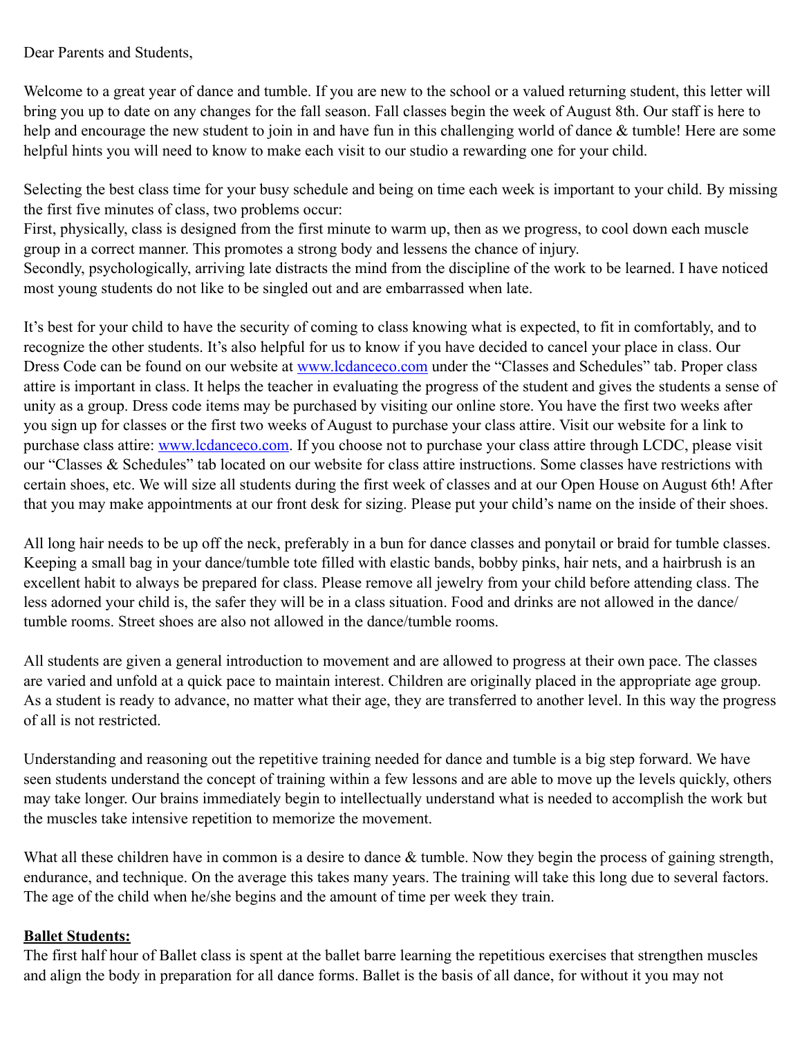Dear Parents and Students,

Welcome to a great year of dance and tumble. If you are new to the school or a valued returning student, this letter will bring you up to date on any changes for the fall season. Fall classes begin the week of August 8th. Our staff is here to help and encourage the new student to join in and have fun in this challenging world of dance & tumble! Here are some helpful hints you will need to know to make each visit to our studio a rewarding one for your child.

Selecting the best class time for your busy schedule and being on time each week is important to your child. By missing the first five minutes of class, two problems occur:
First, physically, class is designed from the first minute to warm up, then as we progress, to cool down each muscle group in a correct manner. This promotes a strong body and lessens the chance of injury.
Secondly, psychologically, arriving late distracts the mind from the discipline of the work to be learned. I have noticed most young students do not like to be singled out and are embarrassed when late.

It's best for your child to have the security of coming to class knowing what is expected, to fit in comfortably, and to recognize the other students. It's also helpful for us to know if you have decided to cancel your place in class. Our Dress Code can be found on our website at [www.lcdanceco.com](http://www.lcdanceco.com) under the "Classes and Schedules" tab. Proper class attire is important in class. It helps the teacher in evaluating the progress of the student and gives the students a sense of unity as a group. Dress code items may be purchased by visiting our online store. You have the first two weeks after you sign up for classes or the first two weeks of August to purchase your class attire. Visit our website for a link to purchase class attire: [www.lcdanceco.com](http://www.lcdanceco.com). If you choose not to purchase your class attire through LCDC, please visit our "Classes & Schedules" tab located on our website for class attire instructions. Some classes have restrictions with certain shoes, etc. We will size all students during the first week of classes and at our Open House on August 6th! After that you may make appointments at our front desk for sizing. Please put your child's name on the inside of their shoes.

All long hair needs to be up off the neck, preferably in a bun for dance classes and ponytail or braid for tumble classes. Keeping a small bag in your dance/tumble tote filled with elastic bands, bobby pinks, hair nets, and a hairbrush is an excellent habit to always be prepared for class. Please remove all jewelry from your child before attending class. The less adorned your child is, the safer they will be in a class situation. Food and drinks are not allowed in the dance/tumble rooms. Street shoes are also not allowed in the dance/tumble rooms.

All students are given a general introduction to movement and are allowed to progress at their own pace. The classes are varied and unfold at a quick pace to maintain interest. Children are originally placed in the appropriate age group. As a student is ready to advance, no matter what their age, they are transferred to another level. In this way the progress of all is not restricted.

Understanding and reasoning out the repetitive training needed for dance and tumble is a big step forward. We have seen students understand the concept of training within a few lessons and are able to move up the levels quickly, others may take longer. Our brains immediately begin to intellectually understand what is needed to accomplish the work but the muscles take intensive repetition to memorize the movement.

What all these children have in common is a desire to dance & tumble. Now they begin the process of gaining strength, endurance, and technique. On the average this takes many years. The training will take this long due to several factors. The age of the child when he/she begins and the amount of time per week they train.

**Ballet Students:**
The first half hour of Ballet class is spent at the ballet barre learning the repetitious exercises that strengthen muscles and align the body in preparation for all dance forms. Ballet is the basis of all dance, for without it you may not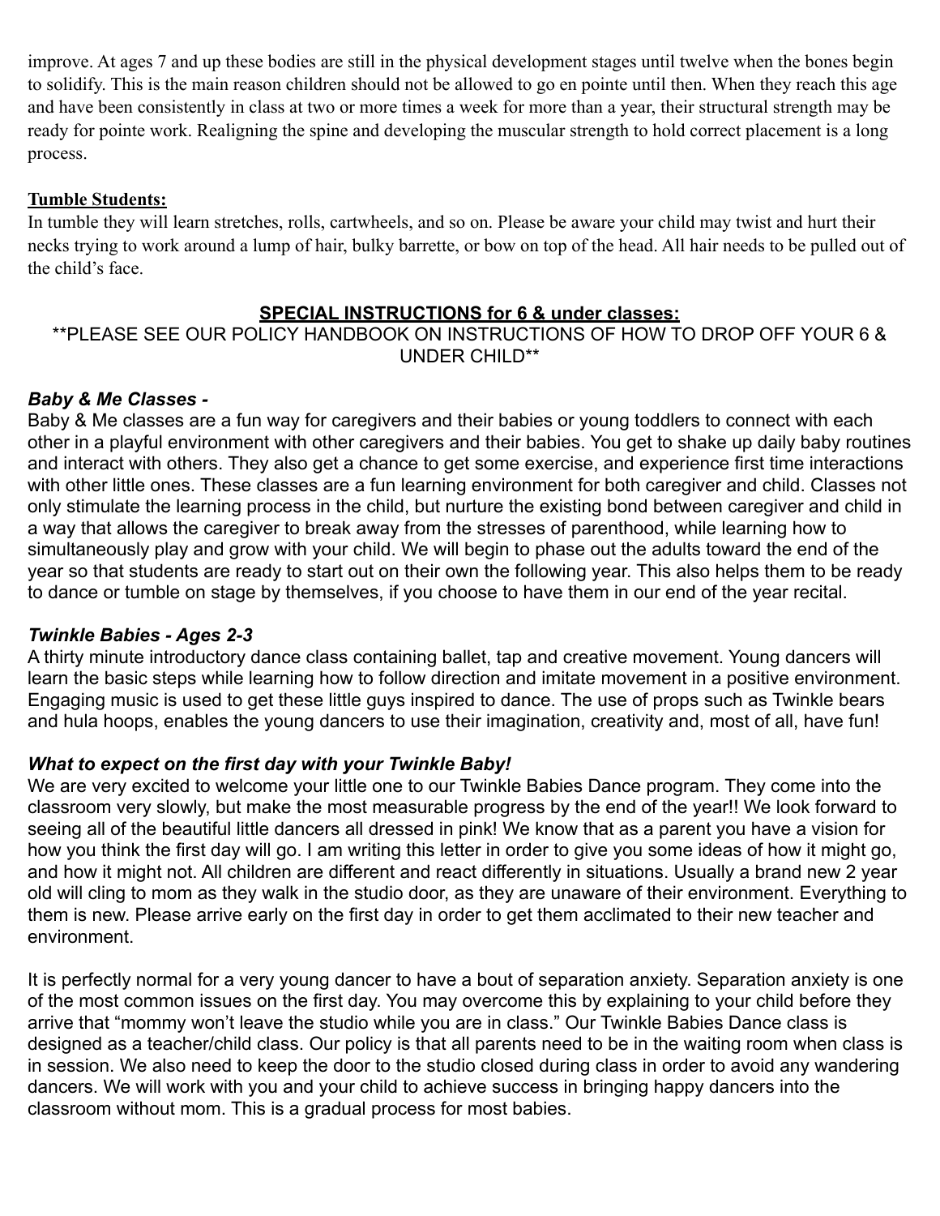improve. At ages 7 and up these bodies are still in the physical development stages until twelve when the bones begin to solidify. This is the main reason children should not be allowed to go en pointe until then. When they reach this age and have been consistently in class at two or more times a week for more than a year, their structural strength may be ready for pointe work. Realigning the spine and developing the muscular strength to hold correct placement is a long process.

**Tumble Students:**

In tumble they will learn stretches, rolls, cartwheels, and so on. Please be aware your child may twist and hurt their necks trying to work around a lump of hair, bulky barrette, or bow on top of the head. All hair needs to be pulled out of the child's face.

## SPECIAL INSTRUCTIONS for 6 & under classes:

**PLEASE SEE OUR POLICY HANDBOOK ON INSTRUCTIONS OF HOW TO DROP OFF YOUR 6 & UNDER CHILD**

### *Baby & Me Classes -*

Baby & Me classes are a fun way for caregivers and their babies or young toddlers to connect with each other in a playful environment with other caregivers and their babies. You get to shake up daily baby routines and interact with others. They also get a chance to get some exercise, and experience first time interactions with other little ones. These classes are a fun learning environment for both caregiver and child. Classes not only stimulate the learning process in the child, but nurture the existing bond between caregiver and child in a way that allows the caregiver to break away from the stresses of parenthood, while learning how to simultaneously play and grow with your child. We will begin to phase out the adults toward the end of the year so that students are ready to start out on their own the following year. This also helps them to be ready to dance or tumble on stage by themselves, if you choose to have them in our end of the year recital.

### *Twinkle Babies - Ages 2-3*

A thirty minute introductory dance class containing ballet, tap and creative movement. Young dancers will learn the basic steps while learning how to follow direction and imitate movement in a positive environment. Engaging music is used to get these little guys inspired to dance. The use of props such as Twinkle bears and hula hoops, enables the young dancers to use their imagination, creativity and, most of all, have fun!

### *What to expect on the first day with your Twinkle Baby!*

We are very excited to welcome your little one to our Twinkle Babies Dance program. They come into the classroom very slowly, but make the most measurable progress by the end of the year!! We look forward to seeing all of the beautiful little dancers all dressed in pink! We know that as a parent you have a vision for how you think the first day will go. I am writing this letter in order to give you some ideas of how it might go, and how it might not. All children are different and react differently in situations. Usually a brand new 2 year old will cling to mom as they walk in the studio door, as they are unaware of their environment. Everything to them is new. Please arrive early on the first day in order to get them acclimated to their new teacher and environment.

It is perfectly normal for a very young dancer to have a bout of separation anxiety. Separation anxiety is one of the most common issues on the first day. You may overcome this by explaining to your child before they arrive that "mommy won't leave the studio while you are in class." Our Twinkle Babies Dance class is designed as a teacher/child class. Our policy is that all parents need to be in the waiting room when class is in session. We also need to keep the door to the studio closed during class in order to avoid any wandering dancers. We will work with you and your child to achieve success in bringing happy dancers into the classroom without mom. This is a gradual process for most babies.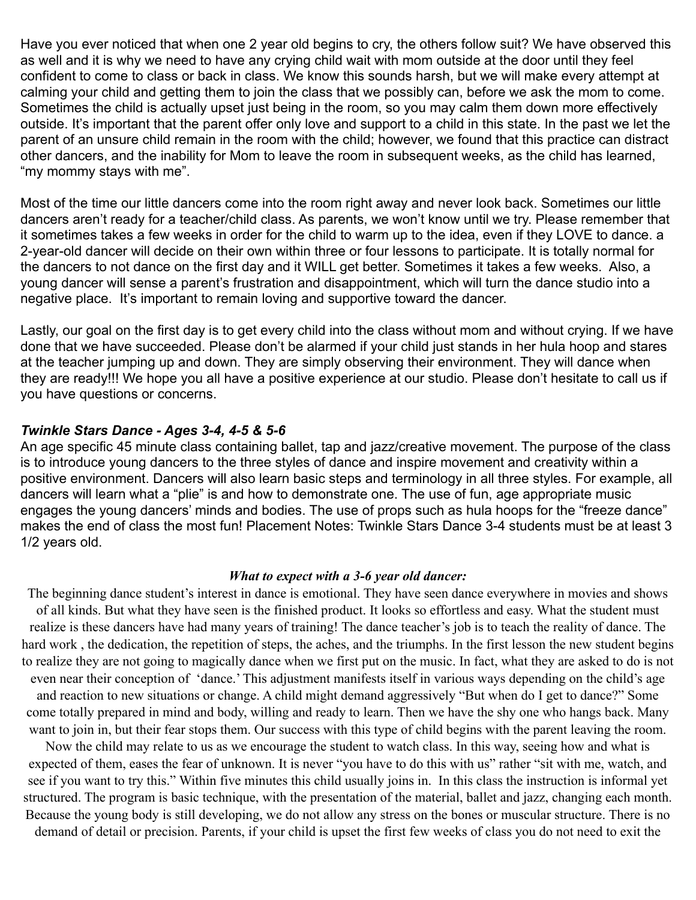Have you ever noticed that when one 2 year old begins to cry, the others follow suit? We have observed this as well and it is why we need to have any crying child wait with mom outside at the door until they feel confident to come to class or back in class. We know this sounds harsh, but we will make every attempt at calming your child and getting them to join the class that we possibly can, before we ask the mom to come. Sometimes the child is actually upset just being in the room, so you may calm them down more effectively outside. It's important that the parent offer only love and support to a child in this state. In the past we let the parent of an unsure child remain in the room with the child; however, we found that this practice can distract other dancers, and the inability for Mom to leave the room in subsequent weeks, as the child has learned, "my mommy stays with me".

Most of the time our little dancers come into the room right away and never look back. Sometimes our little dancers aren't ready for a teacher/child class. As parents, we won't know until we try. Please remember that it sometimes takes a few weeks in order for the child to warm up to the idea, even if they LOVE to dance. a 2-year-old dancer will decide on their own within three or four lessons to participate. It is totally normal for the dancers to not dance on the first day and it WILL get better. Sometimes it takes a few weeks.  Also, a young dancer will sense a parent's frustration and disappointment, which will turn the dance studio into a negative place.  It's important to remain loving and supportive toward the dancer.

Lastly, our goal on the first day is to get every child into the class without mom and without crying. If we have done that we have succeeded. Please don't be alarmed if your child just stands in her hula hoop and stares at the teacher jumping up and down. They are simply observing their environment. They will dance when they are ready!!! We hope you all have a positive experience at our studio. Please don't hesitate to call us if you have questions or concerns.

### ***Twinkle Stars Dance - Ages 3-4, 4-5 & 5-6***

An age specific 45 minute class containing ballet, tap and jazz/creative movement. The purpose of the class is to introduce young dancers to the three styles of dance and inspire movement and creativity within a positive environment. Dancers will also learn basic steps and terminology in all three styles. For example, all dancers will learn what a "plie" is and how to demonstrate one. The use of fun, age appropriate music engages the young dancers' minds and bodies. The use of props such as hula hoops for the "freeze dance" makes the end of class the most fun! Placement Notes: Twinkle Stars Dance 3-4 students must be at least 3 1/2 years old.

#### ***What to expect with a 3-6 year old dancer:***

The beginning dance student's interest in dance is emotional. They have seen dance everywhere in movies and shows of all kinds. But what they have seen is the finished product. It looks so effortless and easy. What the student must realize is these dancers have had many years of training! The dance teacher's job is to teach the reality of dance. The hard work , the dedication, the repetition of steps, the aches, and the triumphs. In the first lesson the new student begins to realize they are not going to magically dance when we first put on the music. In fact, what they are asked to do is not even near their conception of 'dance.' This adjustment manifests itself in various ways depending on the child's age and reaction to new situations or change. A child might demand aggressively "But when do I get to dance?" Some come totally prepared in mind and body, willing and ready to learn. Then we have the shy one who hangs back. Many want to join in, but their fear stops them. Our success with this type of child begins with the parent leaving the room. Now the child may relate to us as we encourage the student to watch class. In this way, seeing how and what is expected of them, eases the fear of unknown. It is never "you have to do this with us" rather "sit with me, watch, and see if you want to try this." Within five minutes this child usually joins in. In this class the instruction is informal yet structured. The program is basic technique, with the presentation of the material, ballet and jazz, changing each month. Because the young body is still developing, we do not allow any stress on the bones or muscular structure. There is no demand of detail or precision. Parents, if your child is upset the first few weeks of class you do not need to exit the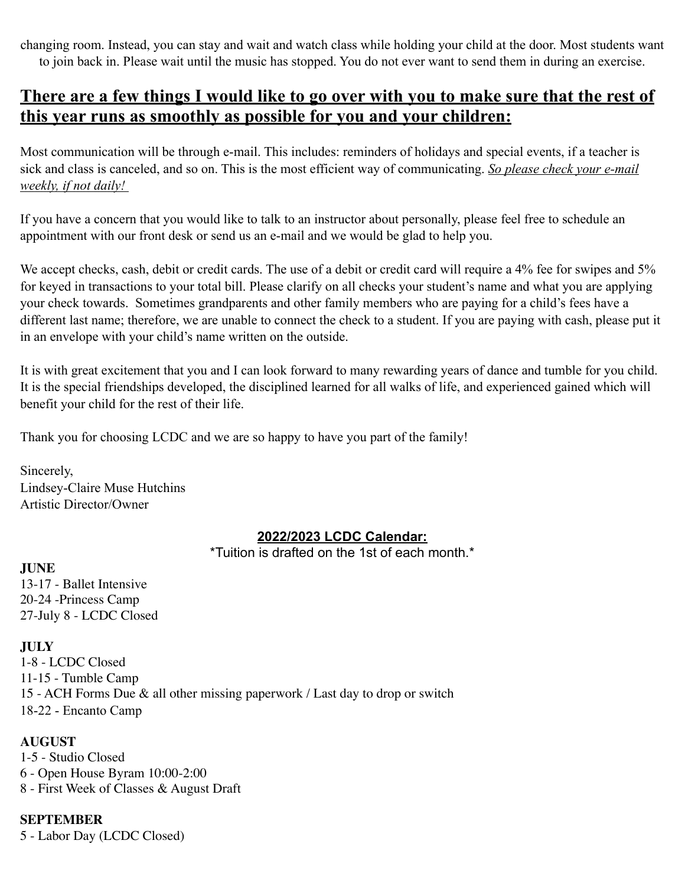changing room. Instead, you can stay and wait and watch class while holding your child at the door. Most students want to join back in. Please wait until the music has stopped. You do not ever want to send them in during an exercise.

## **There are a few things I would like to go over with you to make sure that the rest of this year runs as smoothly as possible for you and your children:**

Most communication will be through e-mail. This includes: reminders of holidays and special events, if a teacher is sick and class is canceled, and so on. This is the most efficient way of communicating. *So please check your e-mail weekly, if not daily!*

If you have a concern that you would like to talk to an instructor about personally, please feel free to schedule an appointment with our front desk or send us an e-mail and we would be glad to help you.

We accept checks, cash, debit or credit cards. The use of a debit or credit card will require a 4% fee for swipes and 5% for keyed in transactions to your total bill. Please clarify on all checks your student's name and what you are applying your check towards. Sometimes grandparents and other family members who are paying for a child's fees have a different last name; therefore, we are unable to connect the check to a student. If you are paying with cash, please put it in an envelope with your child's name written on the outside.

It is with great excitement that you and I can look forward to many rewarding years of dance and tumble for you child. It is the special friendships developed, the disciplined learned for all walks of life, and experienced gained which will benefit your child for the rest of their life.

Thank you for choosing LCDC and we are so happy to have you part of the family!

Sincerely,
Lindsey-Claire Muse Hutchins
Artistic Director/Owner

### **2022/2023 LCDC Calendar:**

*Tuition is drafted on the 1st of each month.*

**JUNE**
13-17 - Ballet Intensive
20-24 -Princess Camp
27-July 8 - LCDC Closed

**JULY**
1-8 - LCDC Closed
11-15 - Tumble Camp
15 - ACH Forms Due & all other missing paperwork / Last day to drop or switch
18-22 - Encanto Camp

**AUGUST**
1-5 - Studio Closed
6 - Open House Byram 10:00-2:00
8 - First Week of Classes & August Draft

**SEPTEMBER**
5 - Labor Day (LCDC Closed)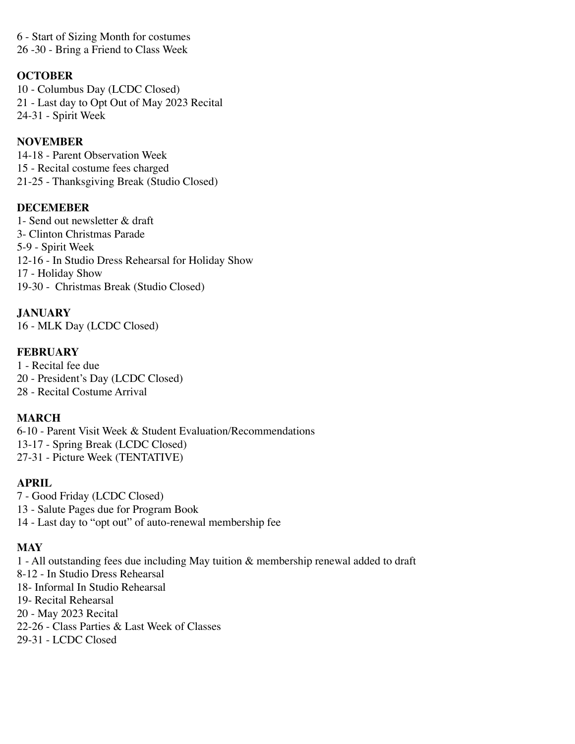6 - Start of Sizing Month for costumes
26 -30 - Bring a Friend to Class Week

**OCTOBER**

10 - Columbus Day (LCDC Closed)
21 - Last day to Opt Out of May 2023 Recital
24-31 - Spirit Week

**NOVEMBER**

14-18 - Parent Observation Week
15 - Recital costume fees charged
21-25 - Thanksgiving Break (Studio Closed)

**DECEMEBER**

1- Send out newsletter & draft
3- Clinton Christmas Parade
5-9 - Spirit Week
12-16 - In Studio Dress Rehearsal for Holiday Show
17 - Holiday Show
19-30 - Christmas Break (Studio Closed)

**JANUARY**

16 - MLK Day (LCDC Closed)

**FEBRUARY**

1 - Recital fee due
20 - President's Day (LCDC Closed)
28 - Recital Costume Arrival

**MARCH**

6-10 - Parent Visit Week & Student Evaluation/Recommendations
13-17 - Spring Break (LCDC Closed)
27-31 - Picture Week (TENTATIVE)

**APRIL**

7 - Good Friday (LCDC Closed)
13 - Salute Pages due for Program Book
14 - Last day to "opt out" of auto-renewal membership fee

**MAY**

1 - All outstanding fees due including May tuition & membership renewal added to draft
8-12 - In Studio Dress Rehearsal
18- Informal In Studio Rehearsal
19- Recital Rehearsal
20 - May 2023 Recital
22-26 - Class Parties & Last Week of Classes
29-31 - LCDC Closed